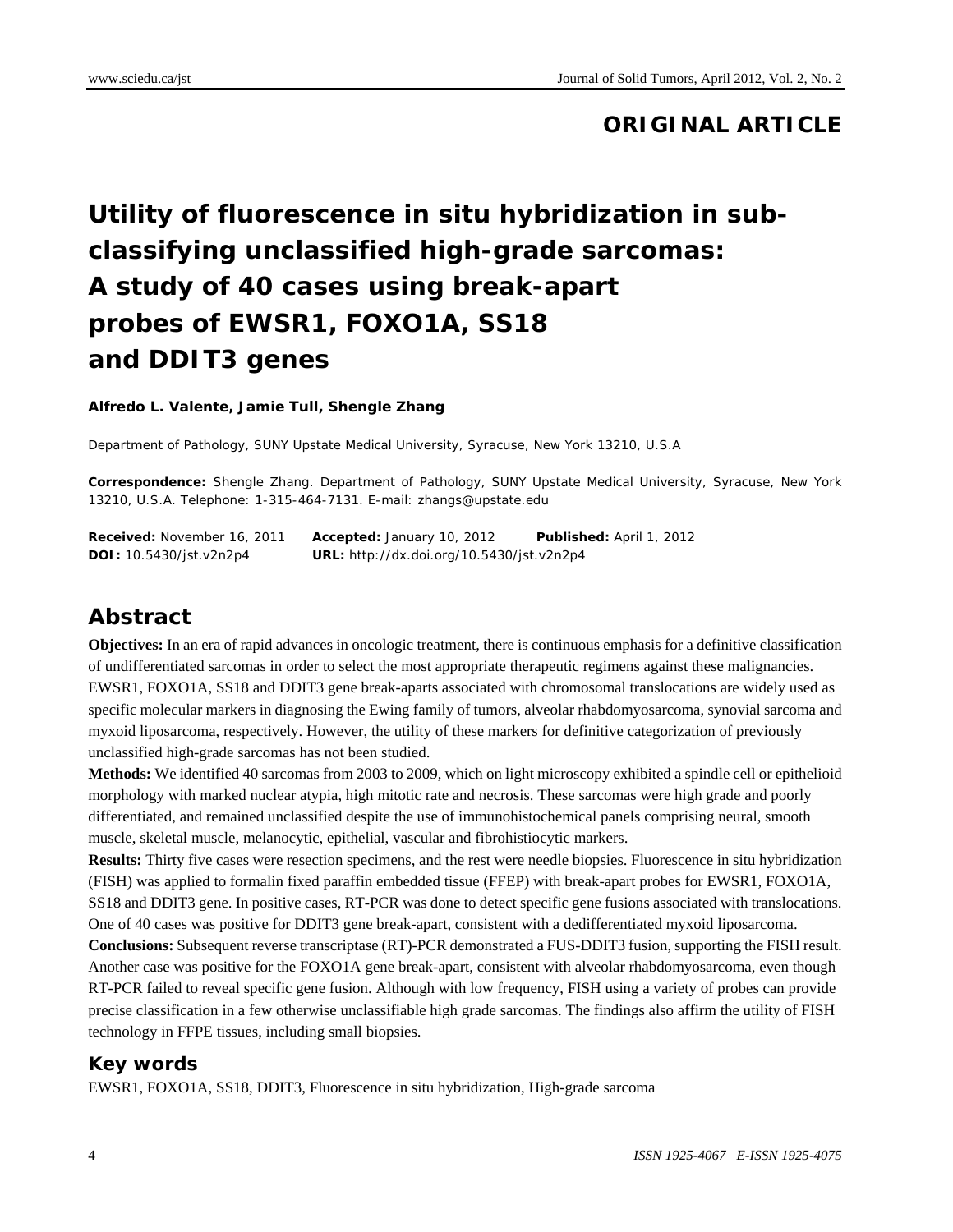**ORIGINAL ARTICLE**

# Utility of fluorescence in situ hybridization in sub-classifying unclassified high-grade sarcomas: A study of 40 cases using break-apart probes of EWSR1, FOXO1A, SS18 and DDIT3 genes

**Alfredo L. Valente, Jamie Tull, Shengle Zhang**

Department of Pathology, SUNY Upstate Medical University, Syracuse, New York 13210, U.S.A

**Correspondence:** Shengle Zhang. Department of Pathology, SUNY Upstate Medical University, Syracuse, New York 13210, U.S.A. Telephone: 1-315-464-7131. E-mail: zhangs@upstate.edu

**Received:** November 16, 2011 **Accepted:** January 10, 2012 **Published:** April 1, 2012
**DOI:** 10.5430/jst.v2n2p4 **URL:** http://dx.doi.org/10.5430/jst.v2n2p4

## Abstract

**Objectives:** In an era of rapid advances in oncologic treatment, there is continuous emphasis for a definitive classification of undifferentiated sarcomas in order to select the most appropriate therapeutic regimens against these malignancies. EWSR1, FOXO1A, SS18 and DDIT3 gene break-aparts associated with chromosomal translocations are widely used as specific molecular markers in diagnosing the Ewing family of tumors, alveolar rhabdomyosarcoma, synovial sarcoma and myxoid liposarcoma, respectively. However, the utility of these markers for definitive categorization of previously unclassified high-grade sarcomas has not been studied.

**Methods:** We identified 40 sarcomas from 2003 to 2009, which on light microscopy exhibited a spindle cell or epithelioid morphology with marked nuclear atypia, high mitotic rate and necrosis. These sarcomas were high grade and poorly differentiated, and remained unclassified despite the use of immunohistochemical panels comprising neural, smooth muscle, skeletal muscle, melanocytic, epithelial, vascular and fibrohistiocytic markers.

**Results:** Thirty five cases were resection specimens, and the rest were needle biopsies. Fluorescence in situ hybridization (FISH) was applied to formalin fixed paraffin embedded tissue (FFEP) with break-apart probes for EWSR1, FOXO1A, SS18 and DDIT3 gene. In positive cases, RT-PCR was done to detect specific gene fusions associated with translocations. One of 40 cases was positive for DDIT3 gene break-apart, consistent with a dedifferentiated myxoid liposarcoma.

**Conclusions:** Subsequent reverse transcriptase (RT)-PCR demonstrated a FUS-DDIT3 fusion, supporting the FISH result. Another case was positive for the FOXO1A gene break-apart, consistent with alveolar rhabdomyosarcoma, even though RT-PCR failed to reveal specific gene fusion. Although with low frequency, FISH using a variety of probes can provide precise classification in a few otherwise unclassifiable high grade sarcomas. The findings also affirm the utility of FISH technology in FFPE tissues, including small biopsies.

### Key words

EWSR1, FOXO1A, SS18, DDIT3, Fluorescence in situ hybridization, High-grade sarcoma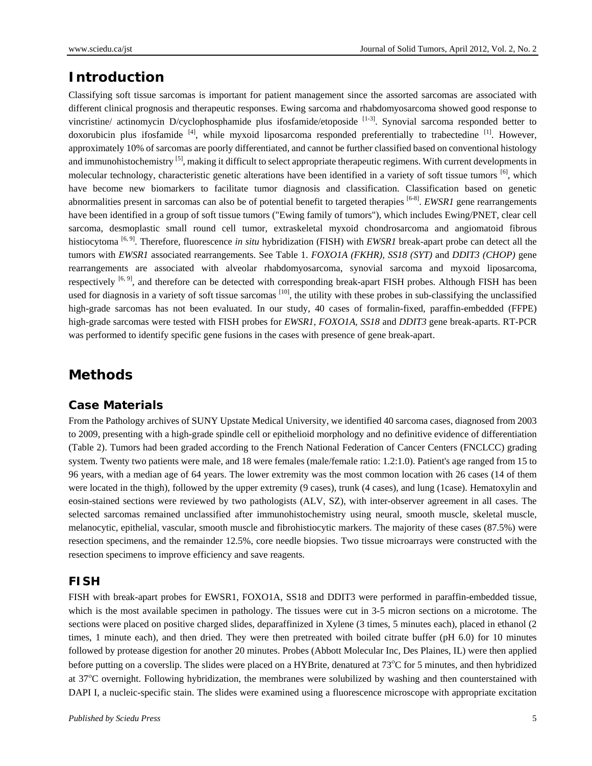## Introduction

Classifying soft tissue sarcomas is important for patient management since the assorted sarcomas are associated with different clinical prognosis and therapeutic responses. Ewing sarcoma and rhabdomyosarcoma showed good response to vincristine/ actinomycin D/cyclophosphamide plus ifosfamide/etoposide [1-3]. Synovial sarcoma responded better to doxorubicin plus ifosfamide [4], while myxoid liposarcoma responded preferentially to trabectedine [1]. However, approximately 10% of sarcomas are poorly differentiated, and cannot be further classified based on conventional histology and immunohistochemistry [5], making it difficult to select appropriate therapeutic regimens. With current developments in molecular technology, characteristic genetic alterations have been identified in a variety of soft tissue tumors [6], which have become new biomarkers to facilitate tumor diagnosis and classification. Classification based on genetic abnormalities present in sarcomas can also be of potential benefit to targeted therapies [6-8]. *EWSR1* gene rearrangements have been identified in a group of soft tissue tumors ("Ewing family of tumors"), which includes Ewing/PNET, clear cell sarcoma, desmoplastic small round cell tumor, extraskeletal myxoid chondrosarcoma and angiomatoid fibrous histiocytoma [6, 9]. Therefore, fluorescence *in situ* hybridization (FISH) with *EWSR1* break-apart probe can detect all the tumors with *EWSR1* associated rearrangements. See Table 1. *FOXO1A (FKHR), SS18 (SYT)* and *DDIT3 (CHOP)* gene rearrangements are associated with alveolar rhabdomyosarcoma, synovial sarcoma and myxoid liposarcoma, respectively [6, 9], and therefore can be detected with corresponding break-apart FISH probes. Although FISH has been used for diagnosis in a variety of soft tissue sarcomas [10], the utility with these probes in sub-classifying the unclassified high-grade sarcomas has not been evaluated. In our study, 40 cases of formalin-fixed, paraffin-embedded (FFPE) high-grade sarcomas were tested with FISH probes for *EWSR1, FOXO1A, SS18* and *DDIT3* gene break-aparts. RT-PCR was performed to identify specific gene fusions in the cases with presence of gene break-apart.

## Methods

### Case Materials

From the Pathology archives of SUNY Upstate Medical University, we identified 40 sarcoma cases, diagnosed from 2003 to 2009, presenting with a high-grade spindle cell or epithelioid morphology and no definitive evidence of differentiation (Table 2). Tumors had been graded according to the French National Federation of Cancer Centers (FNCLCC) grading system. Twenty two patients were male, and 18 were females (male/female ratio: 1.2:1.0). Patient's age ranged from 15 to 96 years, with a median age of 64 years. The lower extremity was the most common location with 26 cases (14 of them were located in the thigh), followed by the upper extremity (9 cases), trunk (4 cases), and lung (1case). Hematoxylin and eosin-stained sections were reviewed by two pathologists (ALV, SZ), with inter-observer agreement in all cases. The selected sarcomas remained unclassified after immunohistochemistry using neural, smooth muscle, skeletal muscle, melanocytic, epithelial, vascular, smooth muscle and fibrohistiocytic markers. The majority of these cases (87.5%) were resection specimens, and the remainder 12.5%, core needle biopsies. Two tissue microarrays were constructed with the resection specimens to improve efficiency and save reagents.

### FISH

FISH with break-apart probes for EWSR1, FOXO1A, SS18 and DDIT3 were performed in paraffin-embedded tissue, which is the most available specimen in pathology. The tissues were cut in 3-5 micron sections on a microtome. The sections were placed on positive charged slides, deparaffinized in Xylene (3 times, 5 minutes each), placed in ethanol (2 times, 1 minute each), and then dried. They were then pretreated with boiled citrate buffer (pH 6.0) for 10 minutes followed by protease digestion for another 20 minutes. Probes (Abbott Molecular Inc, Des Plaines, IL) were then applied before putting on a coverslip. The slides were placed on a HYBrite, denatured at 73°C for 5 minutes, and then hybridized at 37°C overnight. Following hybridization, the membranes were solubilized by washing and then counterstained with DAPI I, a nucleic-specific stain. The slides were examined using a fluorescence microscope with appropriate excitation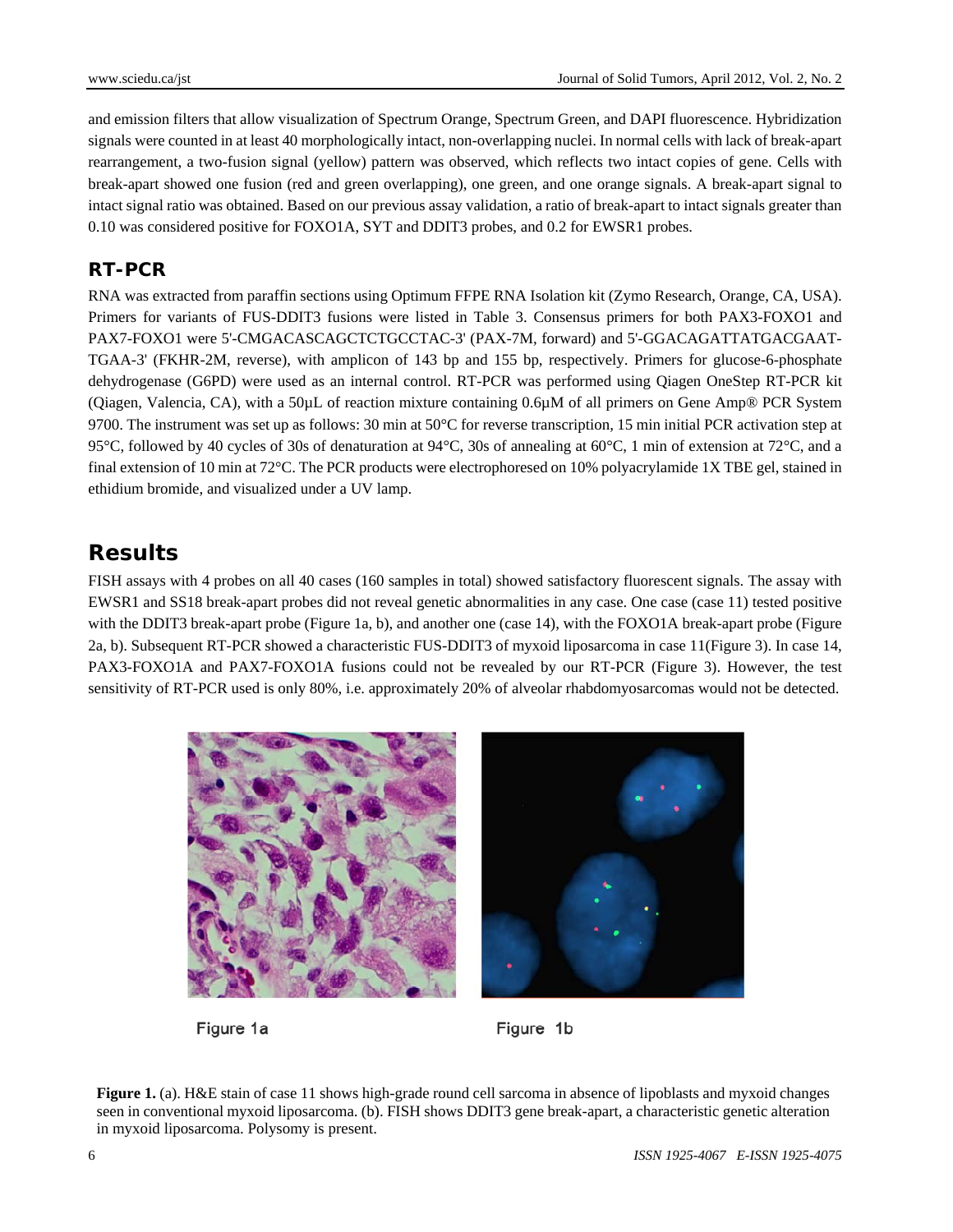and emission filters that allow visualization of Spectrum Orange, Spectrum Green, and DAPI fluorescence. Hybridization signals were counted in at least 40 morphologically intact, non-overlapping nuclei. In normal cells with lack of break-apart rearrangement, a two-fusion signal (yellow) pattern was observed, which reflects two intact copies of gene. Cells with break-apart showed one fusion (red and green overlapping), one green, and one orange signals. A break-apart signal to intact signal ratio was obtained. Based on our previous assay validation, a ratio of break-apart to intact signals greater than 0.10 was considered positive for FOXO1A, SYT and DDIT3 probes, and 0.2 for EWSR1 probes.

### RT-PCR

RNA was extracted from paraffin sections using Optimum FFPE RNA Isolation kit (Zymo Research, Orange, CA, USA). Primers for variants of FUS-DDIT3 fusions were listed in Table 3. Consensus primers for both PAX3-FOXO1 and PAX7-FOXO1 were 5'-CMGACASCAGCTCTGCCTAC-3' (PAX-7M, forward) and 5'-GGACAGATTATGACGAAT-TGAA-3' (FKHR-2M, reverse), with amplicon of 143 bp and 155 bp, respectively. Primers for glucose-6-phosphate dehydrogenase (G6PD) were used as an internal control. RT-PCR was performed using Qiagen OneStep RT-PCR kit (Qiagen, Valencia, CA), with a 50μL of reaction mixture containing 0.6μM of all primers on Gene Amp® PCR System 9700. The instrument was set up as follows: 30 min at 50°C for reverse transcription, 15 min initial PCR activation step at 95°C, followed by 40 cycles of 30s of denaturation at 94°C, 30s of annealing at 60°C, 1 min of extension at 72°C, and a final extension of 10 min at 72°C. The PCR products were electrophoresed on 10% polyacrylamide 1X TBE gel, stained in ethidium bromide, and visualized under a UV lamp.

## Results

FISH assays with 4 probes on all 40 cases (160 samples in total) showed satisfactory fluorescent signals. The assay with EWSR1 and SS18 break-apart probes did not reveal genetic abnormalities in any case. One case (case 11) tested positive with the DDIT3 break-apart probe (Figure 1a, b), and another one (case 14), with the FOXO1A break-apart probe (Figure 2a, b). Subsequent RT-PCR showed a characteristic FUS-DDIT3 of myxoid liposarcoma in case 11(Figure 3). In case 14, PAX3-FOXO1A and PAX7-FOXO1A fusions could not be revealed by our RT-PCR (Figure 3). However, the test sensitivity of RT-PCR used is only 80%, i.e. approximately 20% of alveolar rhabdomyosarcomas would not be detected.

Figure 1a

Figure 1b

**Figure 1.** (a). H&E stain of case 11 shows high-grade round cell sarcoma in absence of lipoblasts and myxoid changes seen in conventional myxoid liposarcoma. (b). FISH shows DDIT3 gene break-apart, a characteristic genetic alteration in myxoid liposarcoma. Polysomy is present.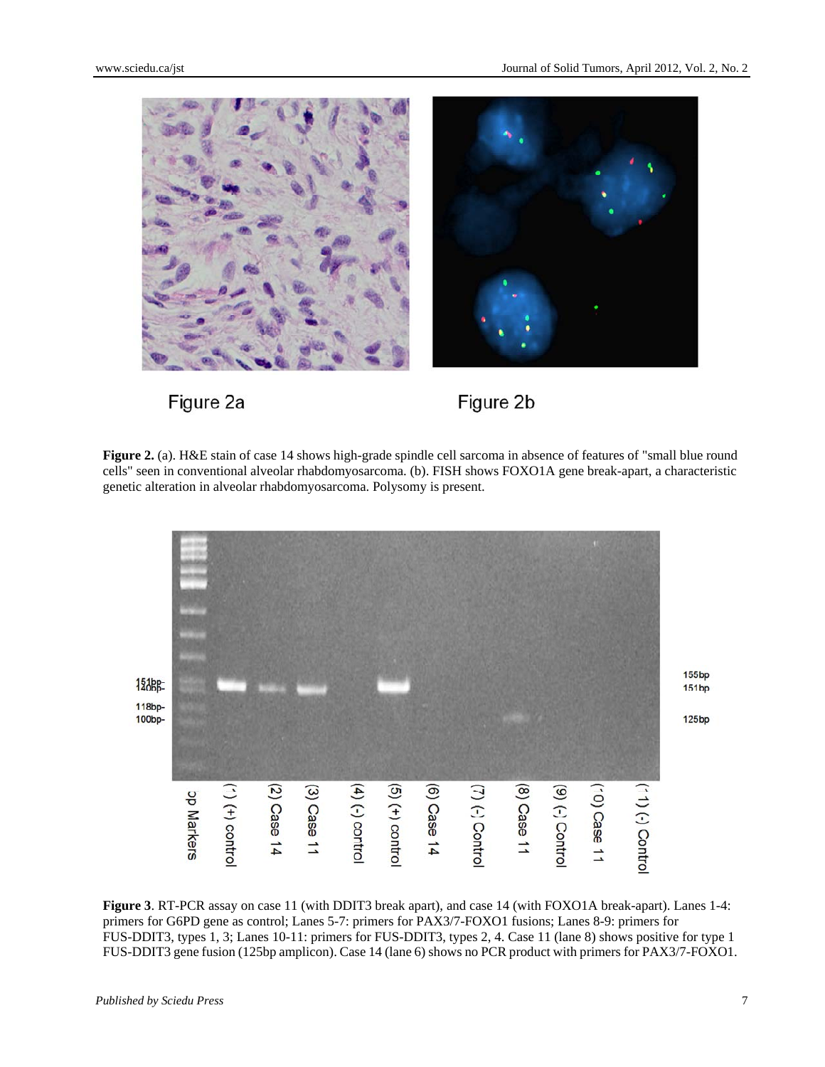Figure 2a

Figure 2b

**Figure 2.** (a). H&E stain of case 14 shows high-grade spindle cell sarcoma in absence of features of "small blue round cells" seen in conventional alveolar rhabdomyosarcoma. (b). FISH shows FOXO1A gene break-apart, a characteristic genetic alteration in alveolar rhabdomyosarcoma. Polysomy is present.

**Figure 3**. RT-PCR assay on case 11 (with DDIT3 break apart), and case 14 (with FOXO1A break-apart). Lanes 1-4: primers for G6PD gene as control; Lanes 5-7: primers for PAX3/7-FOXO1 fusions; Lanes 8-9: primers for FUS-DDIT3, types 1, 3; Lanes 10-11: primers for FUS-DDIT3, types 2, 4. Case 11 (lane 8) shows positive for type 1 FUS-DDIT3 gene fusion (125bp amplicon). Case 14 (lane 6) shows no PCR product with primers for PAX3/7-FOXO1.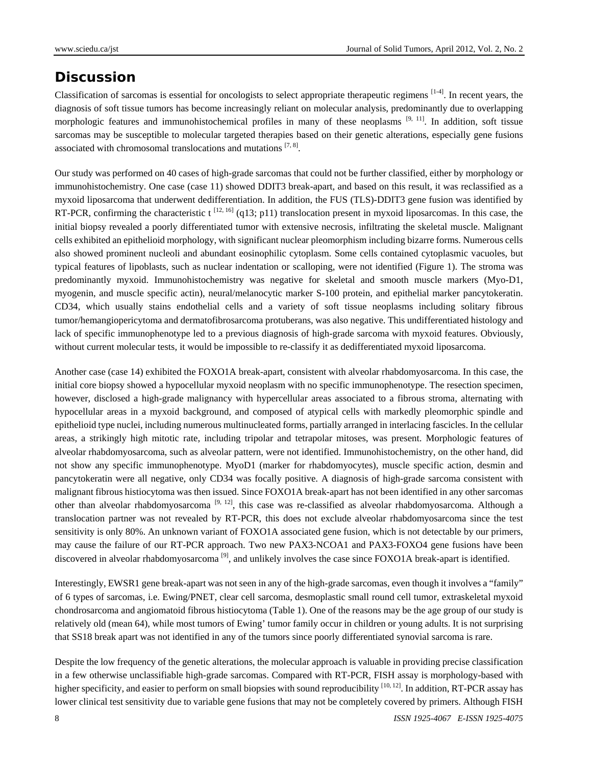## Discussion

Classification of sarcomas is essential for oncologists to select appropriate therapeutic regimens [1-4]. In recent years, the diagnosis of soft tissue tumors has become increasingly reliant on molecular analysis, predominantly due to overlapping morphologic features and immunohistochemical profiles in many of these neoplasms [9, 11]. In addition, soft tissue sarcomas may be susceptible to molecular targeted therapies based on their genetic alterations, especially gene fusions associated with chromosomal translocations and mutations [7, 8].

Our study was performed on 40 cases of high-grade sarcomas that could not be further classified, either by morphology or immunohistochemistry. One case (case 11) showed DDIT3 break-apart, and based on this result, it was reclassified as a myxoid liposarcoma that underwent dedifferentiation. In addition, the FUS (TLS)-DDIT3 gene fusion was identified by RT-PCR, confirming the characteristic t [12, 16] (q13; p11) translocation present in myxoid liposarcomas. In this case, the initial biopsy revealed a poorly differentiated tumor with extensive necrosis, infiltrating the skeletal muscle. Malignant cells exhibited an epithelioid morphology, with significant nuclear pleomorphism including bizarre forms. Numerous cells also showed prominent nucleoli and abundant eosinophilic cytoplasm. Some cells contained cytoplasmic vacuoles, but typical features of lipoblasts, such as nuclear indentation or scalloping, were not identified (Figure 1). The stroma was predominantly myxoid. Immunohistochemistry was negative for skeletal and smooth muscle markers (Myo-D1, myogenin, and muscle specific actin), neural/melanocytic marker S-100 protein, and epithelial marker pancytokeratin. CD34, which usually stains endothelial cells and a variety of soft tissue neoplasms including solitary fibrous tumor/hemangiopericytoma and dermatofibrosarcoma protuberans, was also negative. This undifferentiated histology and lack of specific immunophenotype led to a previous diagnosis of high-grade sarcoma with myxoid features. Obviously, without current molecular tests, it would be impossible to re-classify it as dedifferentiated myxoid liposarcoma.

Another case (case 14) exhibited the FOXO1A break-apart, consistent with alveolar rhabdomyosarcoma. In this case, the initial core biopsy showed a hypocellular myxoid neoplasm with no specific immunophenotype. The resection specimen, however, disclosed a high-grade malignancy with hypercellular areas associated to a fibrous stroma, alternating with hypocellular areas in a myxoid background, and composed of atypical cells with markedly pleomorphic spindle and epithelioid type nuclei, including numerous multinucleated forms, partially arranged in interlacing fascicles. In the cellular areas, a strikingly high mitotic rate, including tripolar and tetrapolar mitoses, was present. Morphologic features of alveolar rhabdomyosarcoma, such as alveolar pattern, were not identified. Immunohistochemistry, on the other hand, did not show any specific immunophenotype. MyoD1 (marker for rhabdomyocytes), muscle specific action, desmin and pancytokeratin were all negative, only CD34 was focally positive. A diagnosis of high-grade sarcoma consistent with malignant fibrous histiocytoma was then issued. Since FOXO1A break-apart has not been identified in any other sarcomas other than alveolar rhabdomyosarcoma [9, 12], this case was re-classified as alveolar rhabdomyosarcoma. Although a translocation partner was not revealed by RT-PCR, this does not exclude alveolar rhabdomyosarcoma since the test sensitivity is only 80%. An unknown variant of FOXO1A associated gene fusion, which is not detectable by our primers, may cause the failure of our RT-PCR approach. Two new PAX3-NCOA1 and PAX3-FOXO4 gene fusions have been discovered in alveolar rhabdomyosarcoma [9], and unlikely involves the case since FOXO1A break-apart is identified.

Interestingly, EWSR1 gene break-apart was not seen in any of the high-grade sarcomas, even though it involves a "family" of 6 types of sarcomas, i.e. Ewing/PNET, clear cell sarcoma, desmoplastic small round cell tumor, extraskeletal myxoid chondrosarcoma and angiomatoid fibrous histiocytoma (Table 1). One of the reasons may be the age group of our study is relatively old (mean 64), while most tumors of Ewing' tumor family occur in children or young adults. It is not surprising that SS18 break apart was not identified in any of the tumors since poorly differentiated synovial sarcoma is rare.

Despite the low frequency of the genetic alterations, the molecular approach is valuable in providing precise classification in a few otherwise unclassifiable high-grade sarcomas. Compared with RT-PCR, FISH assay is morphology-based with higher specificity, and easier to perform on small biopsies with sound reproducibility [10, 12]. In addition, RT-PCR assay has lower clinical test sensitivity due to variable gene fusions that may not be completely covered by primers. Although FISH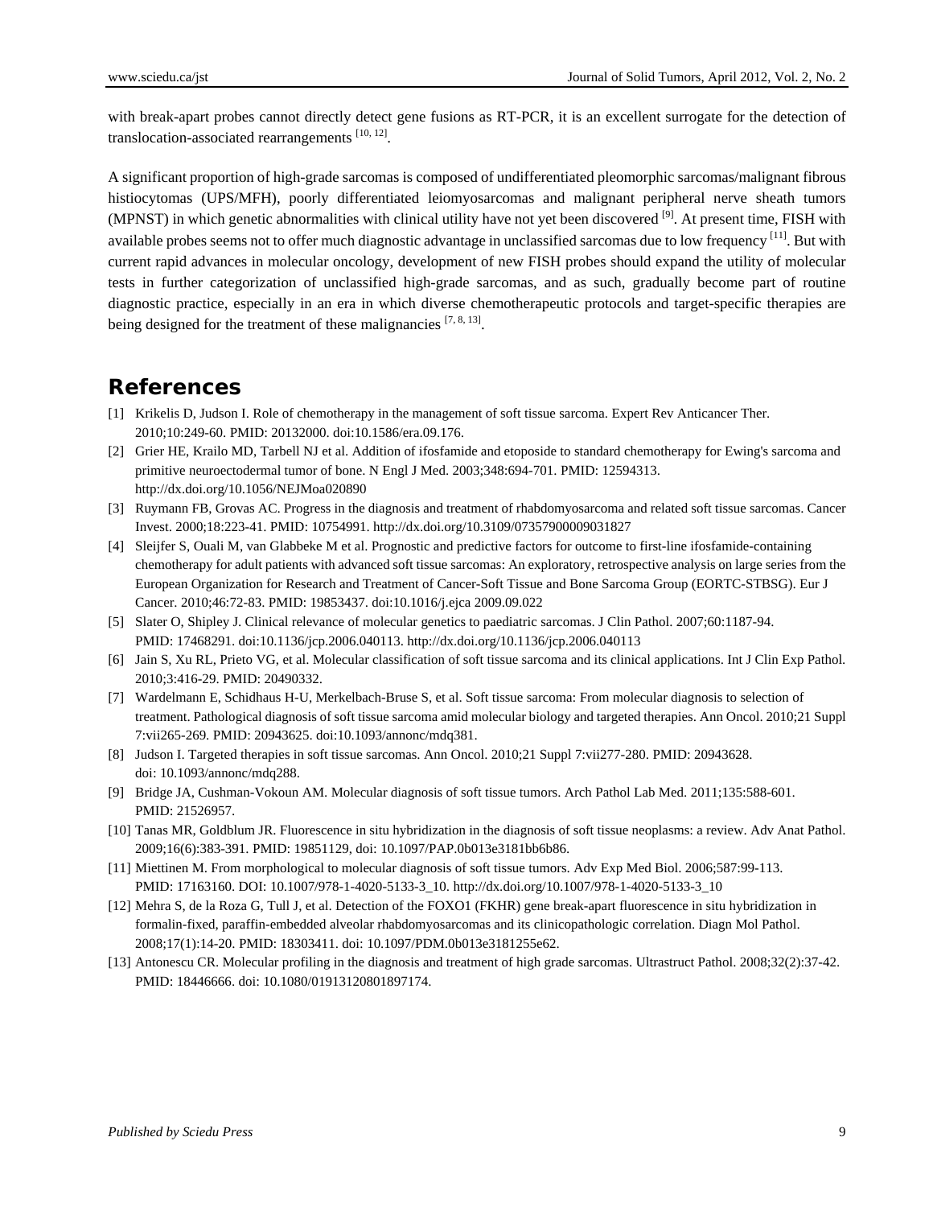with break-apart probes cannot directly detect gene fusions as RT-PCR, it is an excellent surrogate for the detection of translocation-associated rearrangements [10, 12].

A significant proportion of high-grade sarcomas is composed of undifferentiated pleomorphic sarcomas/malignant fibrous histiocytomas (UPS/MFH), poorly differentiated leiomyosarcomas and malignant peripheral nerve sheath tumors (MPNST) in which genetic abnormalities with clinical utility have not yet been discovered [9]. At present time, FISH with available probes seems not to offer much diagnostic advantage in unclassified sarcomas due to low frequency [11]. But with current rapid advances in molecular oncology, development of new FISH probes should expand the utility of molecular tests in further categorization of unclassified high-grade sarcomas, and as such, gradually become part of routine diagnostic practice, especially in an era in which diverse chemotherapeutic protocols and target-specific therapies are being designed for the treatment of these malignancies [7, 8, 13].

## References

[1] Krikelis D, Judson I. Role of chemotherapy in the management of soft tissue sarcoma. Expert Rev Anticancer Ther. 2010;10:249-60. PMID: 20132000. doi:10.1586/era.09.176.

[2] Grier HE, Krailo MD, Tarbell NJ et al. Addition of ifosfamide and etoposide to standard chemotherapy for Ewing's sarcoma and primitive neuroectodermal tumor of bone. N Engl J Med. 2003;348:694-701. PMID: 12594313. http://dx.doi.org/10.1056/NEJMoa020890

[3] Ruymann FB, Grovas AC. Progress in the diagnosis and treatment of rhabdomyosarcoma and related soft tissue sarcomas. Cancer Invest. 2000;18:223-41. PMID: 10754991. http://dx.doi.org/10.3109/07357900009031827

[4] Sleijfer S, Ouali M, van Glabbeke M et al. Prognostic and predictive factors for outcome to first-line ifosfamide-containing chemotherapy for adult patients with advanced soft tissue sarcomas: An exploratory, retrospective analysis on large series from the European Organization for Research and Treatment of Cancer-Soft Tissue and Bone Sarcoma Group (EORTC-STBSG). Eur J Cancer. 2010;46:72-83. PMID: 19853437. doi:10.1016/j.ejca 2009.09.022

[5] Slater O, Shipley J. Clinical relevance of molecular genetics to paediatric sarcomas. J Clin Pathol. 2007;60:1187-94. PMID: 17468291. doi:10.1136/jcp.2006.040113. http://dx.doi.org/10.1136/jcp.2006.040113

[6] Jain S, Xu RL, Prieto VG, et al. Molecular classification of soft tissue sarcoma and its clinical applications. Int J Clin Exp Pathol. 2010;3:416-29. PMID: 20490332.

[7] Wardelmann E, Schidhaus H-U, Merkelbach-Bruse S, et al. Soft tissue sarcoma: From molecular diagnosis to selection of treatment. Pathological diagnosis of soft tissue sarcoma amid molecular biology and targeted therapies. Ann Oncol. 2010;21 Suppl 7:vii265-269. PMID: 20943625. doi:10.1093/annonc/mdq381.

[8] Judson I. Targeted therapies in soft tissue sarcomas. Ann Oncol. 2010;21 Suppl 7:vii277-280. PMID: 20943628. doi: 10.1093/annonc/mdq288.

[9] Bridge JA, Cushman-Vokoun AM. Molecular diagnosis of soft tissue tumors. Arch Pathol Lab Med. 2011;135:588-601. PMID: 21526957.

[10] Tanas MR, Goldblum JR. Fluorescence in situ hybridization in the diagnosis of soft tissue neoplasms: a review. Adv Anat Pathol. 2009;16(6):383-391. PMID: 19851129, doi: 10.1097/PAP.0b013e3181bb6b86.

[11] Miettinen M. From morphological to molecular diagnosis of soft tissue tumors. Adv Exp Med Biol. 2006;587:99-113. PMID: 17163160. DOI: 10.1007/978-1-4020-5133-3_10. http://dx.doi.org/10.1007/978-1-4020-5133-3_10

[12] Mehra S, de la Roza G, Tull J, et al. Detection of the FOXO1 (FKHR) gene break-apart fluorescence in situ hybridization in formalin-fixed, paraffin-embedded alveolar rhabdomyosarcomas and its clinicopathologic correlation. Diagn Mol Pathol. 2008;17(1):14-20. PMID: 18303411. doi: 10.1097/PDM.0b013e3181255e62.

[13] Antonescu CR. Molecular profiling in the diagnosis and treatment of high grade sarcomas. Ultrastruct Pathol. 2008;32(2):37-42. PMID: 18446666. doi: 10.1080/01913120801897174.